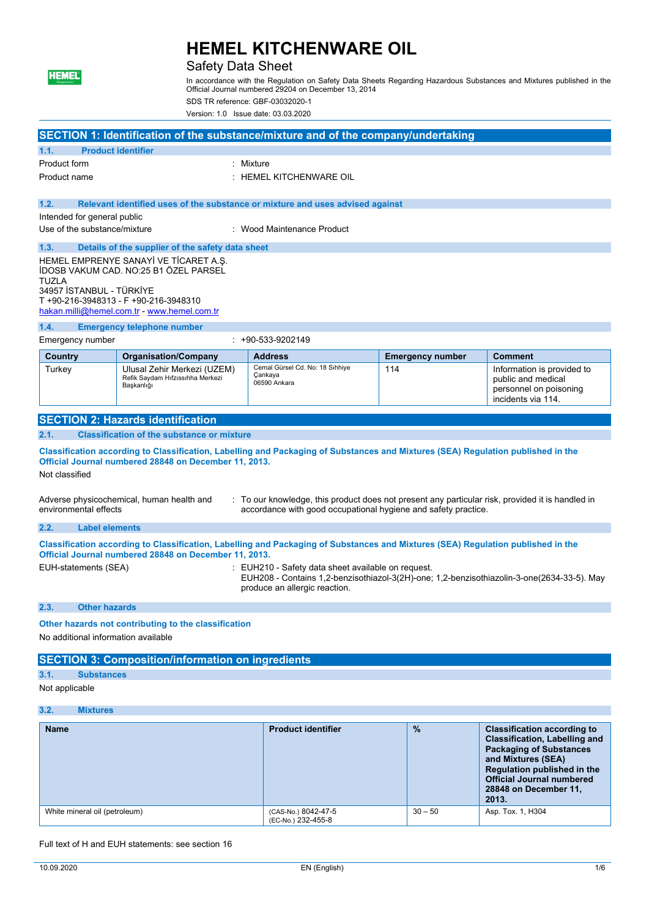# HEMEL KITCHENWARE OIL

## Safety Data Sheet

In accordance with the Regulation on Safety Data Sheets Regarding Hazardous Substances and Mixtures published in the Official Journal numbered 29204 on December 13, 2014

SDS TR reference: GBF-03032020-1

Version: 1.0 Issue date: 03.03.2020

## SECTION 1: Identification of the substance/mixture and of the company/undertaking

### 1.1. Product identifier

Product form : Mixture

Product name : HEMEL KITCHENWARE OIL

### 1.2. Relevant identified uses of the substance or mixture and uses advised against

Intended for general public

Use of the substance/mixture : Wood Maintenance Product

### 1.3. Details of the supplier of the safety data sheet

HEMEL EMPRENYE SANAYİ VE TİCARET A.Ş.
İDOSB VAKUM CAD. NO:25 B1 ÖZEL PARSEL
TUZLA
34957 İSTANBUL - TÜRKİYE
T +90-216-3948313 - F +90-216-3948310
hakan.milli@hemel.com.tr - www.hemel.com.tr

### 1.4. Emergency telephone number

Emergency number : +90-533-9202149

| Country | Organisation/Company | Address | Emergency number | Comment |
|---|---|---|---|---|
| Turkey | Ulusal Zehir Merkezi (UZEM) Refik Saydam Hıfzıssıhha Merkezi Başkanlığı | Cemal Gürsel Cd. No: 18 Sıhhiye Çankaya 06590 Ankara | 114 | Information is provided to public and medical personnel on poisoning incidents via 114. |

## SECTION 2: Hazards identification

### 2.1. Classification of the substance or mixture

**Classification according to Classification, Labelling and Packaging of Substances and Mixtures (SEA) Regulation published in the Official Journal numbered 28848 on December 11, 2013.**

Not classified

Adverse physicochemical, human health and environmental effects : To our knowledge, this product does not present any particular risk, provided it is handled in accordance with good occupational hygiene and safety practice.

### 2.2. Label elements

**Classification according to Classification, Labelling and Packaging of Substances and Mixtures (SEA) Regulation published in the Official Journal numbered 28848 on December 11, 2013.**

EUH-statements (SEA) : EUH210 - Safety data sheet available on request.
EUH208 - Contains 1,2-benzisothiazol-3(2H)-one; 1,2-benzisothiazolin-3-one(2634-33-5). May produce an allergic reaction.

### 2.3. Other hazards

**Other hazards not contributing to the classification**

No additional information available

## SECTION 3: Composition/information on ingredients

### 3.1. Substances

Not applicable

### 3.2. Mixtures

| Name | Product identifier | % | Classification according to Classification, Labelling and Packaging of Substances and Mixtures (SEA) Regulation published in the Official Journal numbered 28848 on December 11, 2013. |
|---|---|---|---|
| White mineral oil (petroleum) | (CAS-No.) 8042-47-5<br>(EC-No.) 232-455-8 | 30 – 50 | Asp. Tox. 1, H304 |

Full text of H and EUH statements: see section 16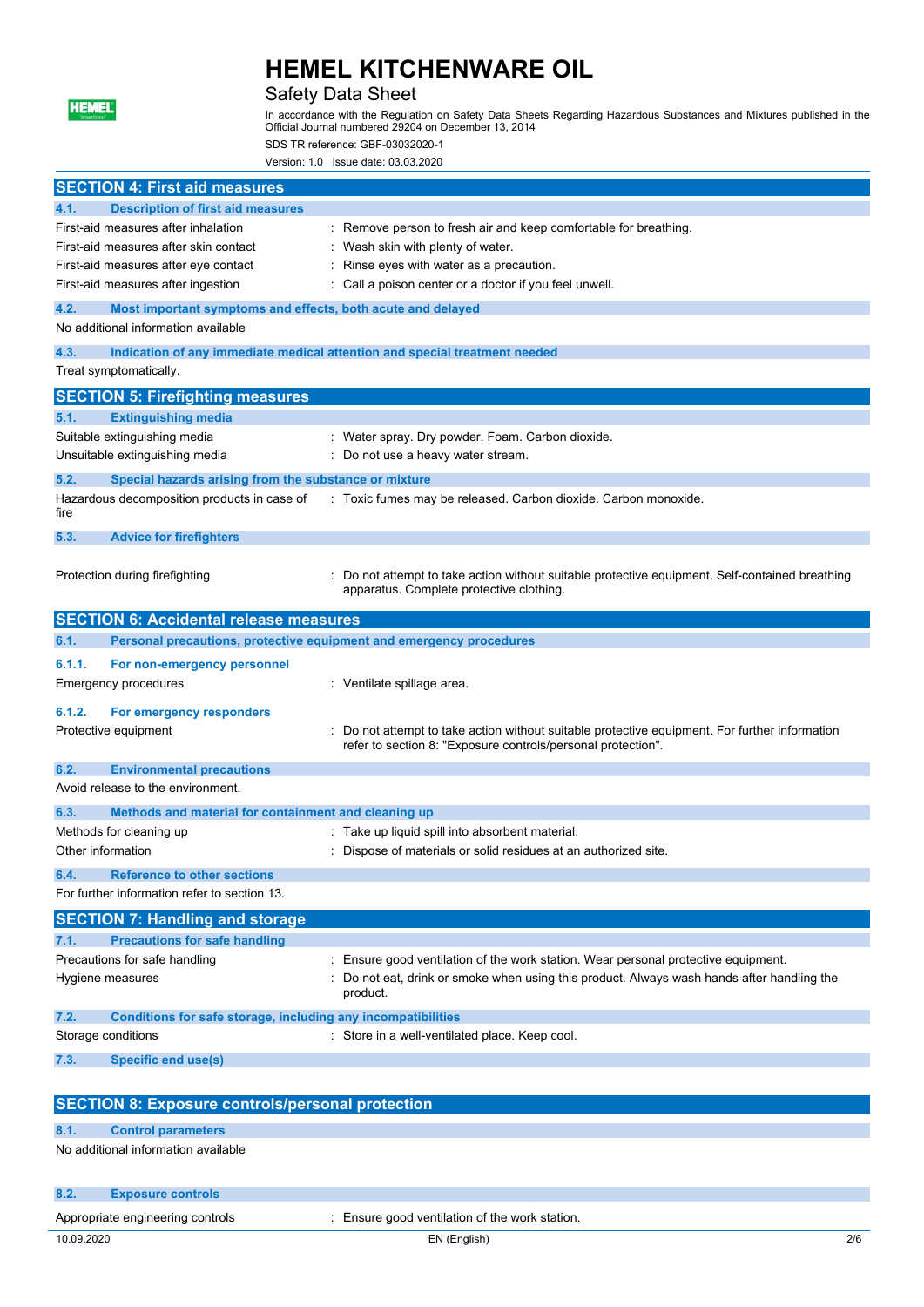## SECTION 4: First aid measures

### 4.1. Description of first aid measures

| | |
|---|---|
| First-aid measures after inhalation | : Remove person to fresh air and keep comfortable for breathing. |
| First-aid measures after skin contact | : Wash skin with plenty of water. |
| First-aid measures after eye contact | : Rinse eyes with water as a precaution. |
| First-aid measures after ingestion | : Call a poison center or a doctor if you feel unwell. |

### 4.2. Most important symptoms and effects, both acute and delayed

No additional information available

### 4.3. Indication of any immediate medical attention and special treatment needed

Treat symptomatically.

## SECTION 5: Firefighting measures

### 5.1. Extinguishing media

| | |
|---|---|
| Suitable extinguishing media | : Water spray. Dry powder. Foam. Carbon dioxide. |
| Unsuitable extinguishing media | : Do not use a heavy water stream. |

### 5.2. Special hazards arising from the substance or mixture

| | |
|---|---|
| Hazardous decomposition products in case of fire | : Toxic fumes may be released. Carbon dioxide. Carbon monoxide. |

### 5.3. Advice for firefighters

| | |
|---|---|
| Protection during firefighting | : Do not attempt to take action without suitable protective equipment. Self-contained breathing apparatus. Complete protective clothing. |

## SECTION 6: Accidental release measures

### 6.1. Personal precautions, protective equipment and emergency procedures

#### 6.1.1. For non-emergency personnel

| | |
|---|---|
| Emergency procedures | : Ventilate spillage area. |

#### 6.1.2. For emergency responders

| | |
|---|---|
| Protective equipment | : Do not attempt to take action without suitable protective equipment. For further information refer to section 8: "Exposure controls/personal protection". |

### 6.2. Environmental precautions

Avoid release to the environment.

### 6.3. Methods and material for containment and cleaning up

| | |
|---|---|
| Methods for cleaning up | : Take up liquid spill into absorbent material. |
| Other information | : Dispose of materials or solid residues at an authorized site. |

### 6.4. Reference to other sections

For further information refer to section 13.

## SECTION 7: Handling and storage

### 7.1. Precautions for safe handling

| | |
|---|---|
| Precautions for safe handling | : Ensure good ventilation of the work station. Wear personal protective equipment. |
| Hygiene measures | : Do not eat, drink or smoke when using this product. Always wash hands after handling the product. |

### 7.2. Conditions for safe storage, including any incompatibilities

| | |
|---|---|
| Storage conditions | : Store in a well-ventilated place. Keep cool. |

### 7.3. Specific end use(s)

## SECTION 8: Exposure controls/personal protection

### 8.1. Control parameters

No additional information available

### 8.2. Exposure controls

| | |
|---|---|
| Appropriate engineering controls | : Ensure good ventilation of the work station. |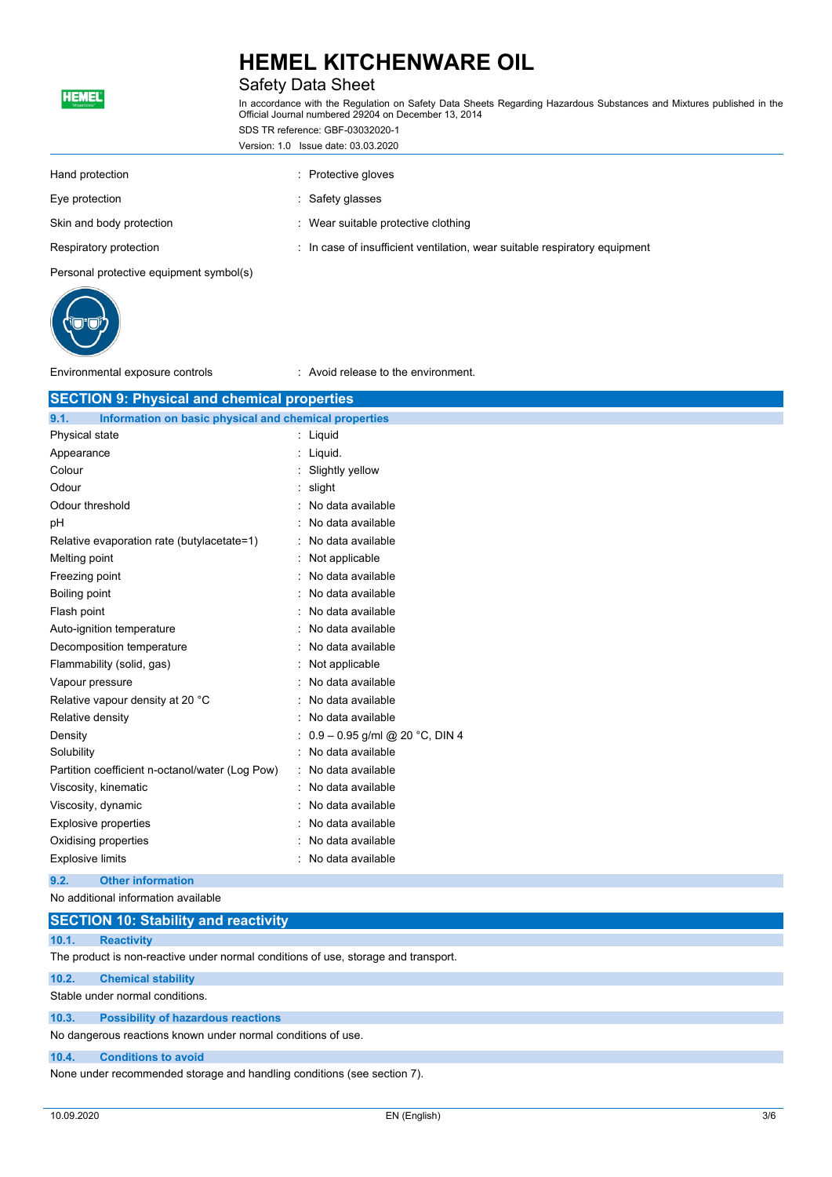| | |
|---|---|
| Hand protection | : Protective gloves |
| Eye protection | : Safety glasses |
| Skin and body protection | : Wear suitable protective clothing |
| Respiratory protection | : In case of insufficient ventilation, wear suitable respiratory equipment |

Personal protective equipment symbol(s)

| | |
|---|---|
| Environmental exposure controls | : Avoid release to the environment. |

## SECTION 9: Physical and chemical properties

### 9.1. Information on basic physical and chemical properties

| | |
|---|---|
| Physical state | : Liquid |
| Appearance | : Liquid. |
| Colour | : Slightly yellow |
| Odour | : slight |
| Odour threshold | : No data available |
| pH | : No data available |
| Relative evaporation rate (butylacetate=1) | : No data available |
| Melting point | : Not applicable |
| Freezing point | : No data available |
| Boiling point | : No data available |
| Flash point | : No data available |
| Auto-ignition temperature | : No data available |
| Decomposition temperature | : No data available |
| Flammability (solid, gas) | : Not applicable |
| Vapour pressure | : No data available |
| Relative vapour density at 20 °C | : No data available |
| Relative density | : No data available |
| Density | : 0.9 – 0.95 g/ml @ 20 °C, DIN 4 |
| Solubility | : No data available |
| Partition coefficient n-octanol/water (Log Pow) | : No data available |
| Viscosity, kinematic | : No data available |
| Viscosity, dynamic | : No data available |
| Explosive properties | : No data available |
| Oxidising properties | : No data available |
| Explosive limits | : No data available |

### 9.2. Other information

No additional information available

## SECTION 10: Stability and reactivity

### 10.1. Reactivity

The product is non-reactive under normal conditions of use, storage and transport.

### 10.2. Chemical stability

Stable under normal conditions.

### 10.3. Possibility of hazardous reactions

No dangerous reactions known under normal conditions of use.

### 10.4. Conditions to avoid

None under recommended storage and handling conditions (see section 7).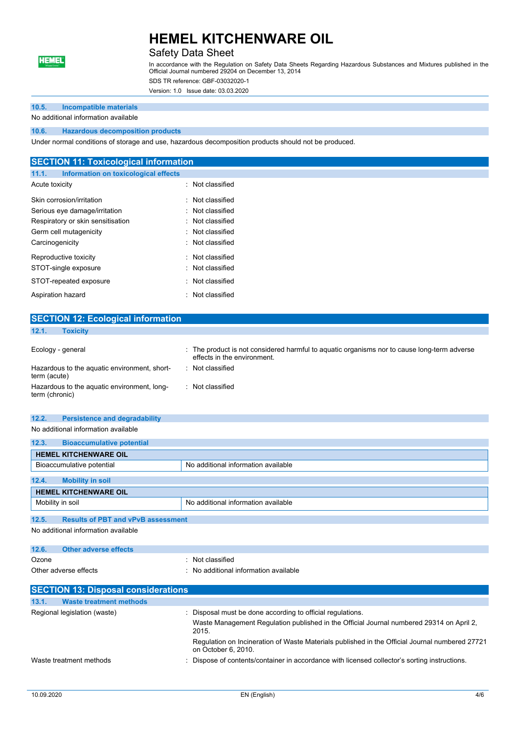### 10.5. Incompatible materials

No additional information available

### 10.6. Hazardous decomposition products

Under normal conditions of storage and use, hazardous decomposition products should not be produced.

## SECTION 11: Toxicological information

### 11.1. Information on toxicological effects

Acute toxicity : Not classified

Skin corrosion/irritation : Not classified

Serious eye damage/irritation : Not classified

Respiratory or skin sensitisation : Not classified

Germ cell mutagenicity : Not classified

Carcinogenicity : Not classified

Reproductive toxicity : Not classified

STOT-single exposure : Not classified

STOT-repeated exposure : Not classified

Aspiration hazard : Not classified

## SECTION 12: Ecological information

### 12.1. Toxicity

Ecology - general : The product is not considered harmful to aquatic organisms nor to cause long-term adverse effects in the environment.

Hazardous to the aquatic environment, short-term (acute) : Not classified

Hazardous to the aquatic environment, long-term (chronic) : Not classified

### 12.2. Persistence and degradability

No additional information available

### 12.3. Bioaccumulative potential

| HEMEL KITCHENWARE OIL | |
|---|---|
| Bioaccumulative potential | No additional information available |

### 12.4. Mobility in soil

| HEMEL KITCHENWARE OIL | |
|---|---|
| Mobility in soil | No additional information available |

### 12.5. Results of PBT and vPvB assessment

No additional information available

### 12.6. Other adverse effects

Ozone : Not classified

Other adverse effects : No additional information available

## SECTION 13: Disposal considerations

### 13.1. Waste treatment methods

Regional legislation (waste) : Disposal must be done according to official regulations.

Waste Management Regulation published in the Official Journal numbered 29314 on April 2, 2015.

Regulation on Incineration of Waste Materials published in the Official Journal numbered 27721 on October 6, 2010.

Waste treatment methods : Dispose of contents/container in accordance with licensed collector's sorting instructions.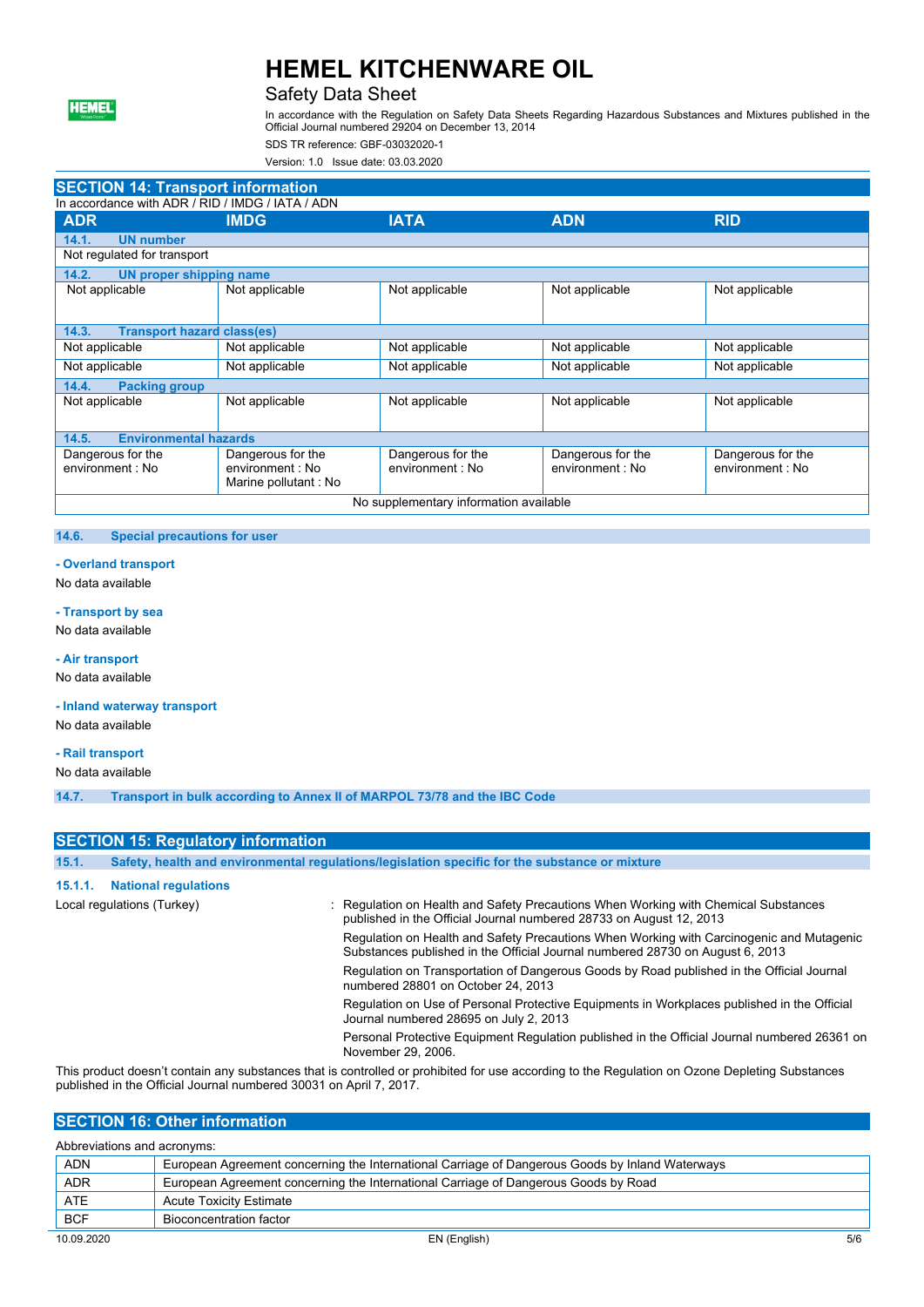## SECTION 14: Transport information

In accordance with ADR / RID / IMDG / IATA / ADN

| ADR | IMDG | IATA | ADN | RID |
|---|---|---|---|---|
| **14.1. UN number** | | | | |
| Not regulated for transport | | | | |
| **14.2. UN proper shipping name** | | | | |
| Not applicable | Not applicable | Not applicable | Not applicable | Not applicable |
| **14.3. Transport hazard class(es)** | | | | |
| Not applicable | Not applicable | Not applicable | Not applicable | Not applicable |
| Not applicable | Not applicable | Not applicable | Not applicable | Not applicable |
| **14.4. Packing group** | | | | |
| Not applicable | Not applicable | Not applicable | Not applicable | Not applicable |
| **14.5. Environmental hazards** | | | | |
| Dangerous for the environment : No | Dangerous for the environment : No<br>Marine pollutant : No | Dangerous for the environment : No | Dangerous for the environment : No | Dangerous for the environment : No |
| No supplementary information available | | | | |

### 14.6. Special precautions for user

**- Overland transport**

No data available

**- Transport by sea**

No data available

**- Air transport**

No data available

**- Inland waterway transport**

No data available

**- Rail transport**

No data available

### 14.7. Transport in bulk according to Annex II of MARPOL 73/78 and the IBC Code

## SECTION 15: Regulatory information

### 15.1. Safety, health and environmental regulations/legislation specific for the substance or mixture

#### 15.1.1. National regulations

Local regulations (Turkey) :

- Regulation on Health and Safety Precautions When Working with Chemical Substances published in the Official Journal numbered 28733 on August 12, 2013
- Regulation on Health and Safety Precautions When Working with Carcinogenic and Mutagenic Substances published in the Official Journal numbered 28730 on August 6, 2013
- Regulation on Transportation of Dangerous Goods by Road published in the Official Journal numbered 28801 on October 24, 2013
- Regulation on Use of Personal Protective Equipments in Workplaces published in the Official Journal numbered 28695 on July 2, 2013
- Personal Protective Equipment Regulation published in the Official Journal numbered 26361 on November 29, 2006.

This product doesn't contain any substances that is controlled or prohibited for use according to the Regulation on Ozone Depleting Substances published in the Official Journal numbered 30031 on April 7, 2017.

## SECTION 16: Other information

Abbreviations and acronyms:

| | |
|---|---|
| ADN | European Agreement concerning the International Carriage of Dangerous Goods by Inland Waterways |
| ADR | European Agreement concerning the International Carriage of Dangerous Goods by Road |
| ATE | Acute Toxicity Estimate |
| BCF | Bioconcentration factor |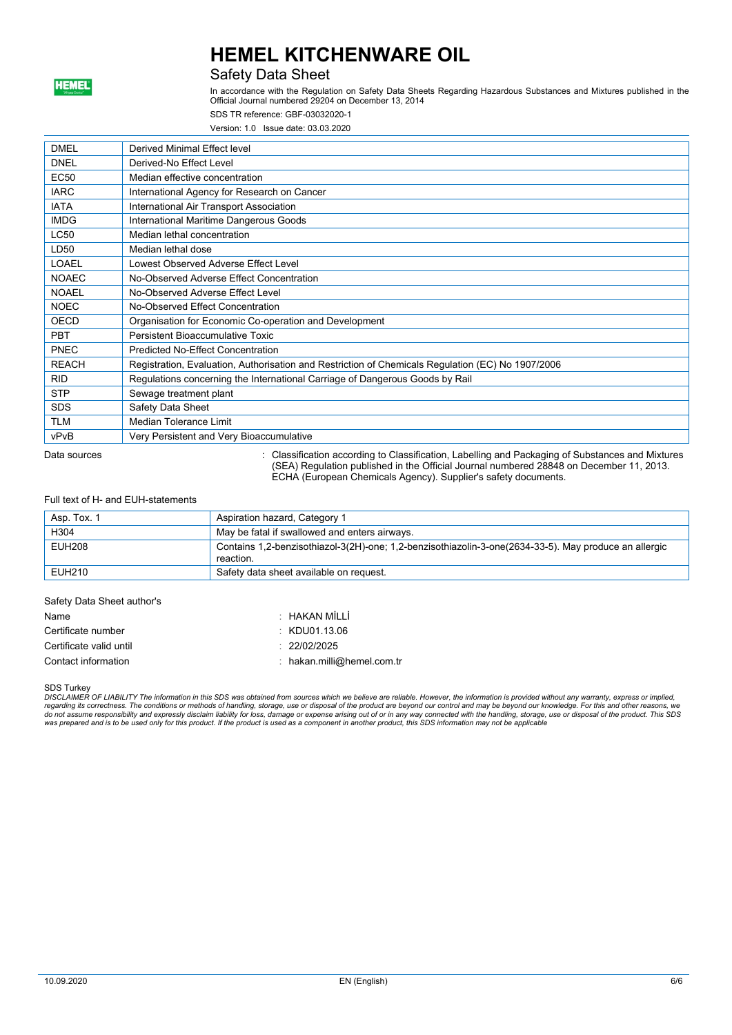| | |
|---|---|
| DMEL | Derived Minimal Effect level |
| DNEL | Derived-No Effect Level |
| EC50 | Median effective concentration |
| IARC | International Agency for Research on Cancer |
| IATA | International Air Transport Association |
| IMDG | International Maritime Dangerous Goods |
| LC50 | Median lethal concentration |
| LD50 | Median lethal dose |
| LOAEL | Lowest Observed Adverse Effect Level |
| NOAEC | No-Observed Adverse Effect Concentration |
| NOAEL | No-Observed Adverse Effect Level |
| NOEC | No-Observed Effect Concentration |
| OECD | Organisation for Economic Co-operation and Development |
| PBT | Persistent Bioaccumulative Toxic |
| PNEC | Predicted No-Effect Concentration |
| REACH | Registration, Evaluation, Authorisation and Restriction of Chemicals Regulation (EC) No 1907/2006 |
| RID | Regulations concerning the International Carriage of Dangerous Goods by Rail |
| STP | Sewage treatment plant |
| SDS | Safety Data Sheet |
| TLM | Median Tolerance Limit |
| vPvB | Very Persistent and Very Bioaccumulative |

Data sources : Classification according to Classification, Labelling and Packaging of Substances and Mixtures (SEA) Regulation published in the Official Journal numbered 28848 on December 11, 2013. ECHA (European Chemicals Agency). Supplier's safety documents.

Full text of H- and EUH-statements

| | |
|---|---|
| Asp. Tox. 1 | Aspiration hazard, Category 1 |
| H304 | May be fatal if swallowed and enters airways. |
| EUH208 | Contains 1,2-benzisothiazol-3(2H)-one; 1,2-benzisothiazolin-3-one(2634-33-5). May produce an allergic reaction. |
| EUH210 | Safety data sheet available on request. |

Safety Data Sheet author's

Name : HAKAN MİLLİ

Certificate number : KDU01.13.06

Certificate valid until : 22/02/2025

Contact information : hakan.milli@hemel.com.tr

SDS Turkey

*DISCLAIMER OF LIABILITY The information in this SDS was obtained from sources which we believe are reliable. However, the information is provided without any warranty, express or implied, regarding its correctness. The conditions or methods of handling, storage, use or disposal of the product are beyond our control and may be beyond our knowledge. For this and other reasons, we do not assume responsibility and expressly disclaim liability for loss, damage or expense arising out of or in any way connected with the handling, storage, use or disposal of the product. This SDS was prepared and is to be used only for this product. If the product is used as a component in another product, this SDS information may not be applicable*